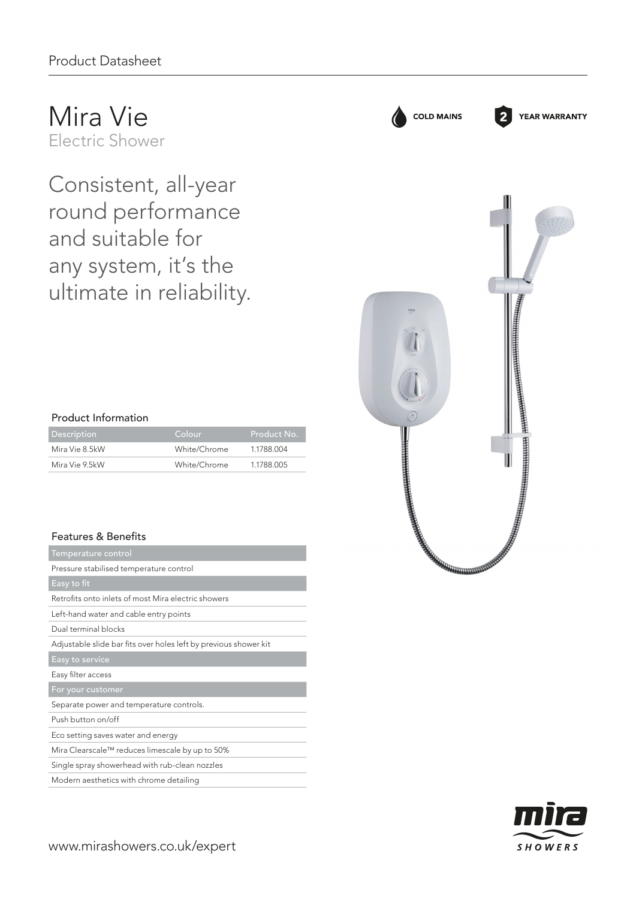Product Datasheet

# Mira Vie

## Electric Shower

COLD MAINS

2 YEAR WARRANTY

Consistent, all-year round performance and suitable for any system, it's the ultimate in reliability.

### Product Information

| Description | Colour | Product No. |
|---|---|---|
| Mira Vie 8.5kW | White/Chrome | 1.1788.004 |
| Mira Vie 9.5kW | White/Chrome | 1.1788.005 |

### Features & Benefits

| Temperature control |
|---|
| Pressure stabilised temperature control |
| **Easy to fit** |
| Retrofits onto inlets of most Mira electric showers |
| Left-hand water and cable entry points |
| Dual terminal blocks |
| Adjustable slide bar fits over holes left by previous shower kit |
| **Easy to service** |
| Easy filter access |
| **For your customer** |
| Separate power and temperature controls. |
| Push button on/off |
| Eco setting saves water and energy |
| Mira Clearscale™ reduces limescale by up to 50% |
| Single spray showerhead with rub-clean nozzles |
| Modern aesthetics with chrome detailing |

www.mirashowers.co.uk/expert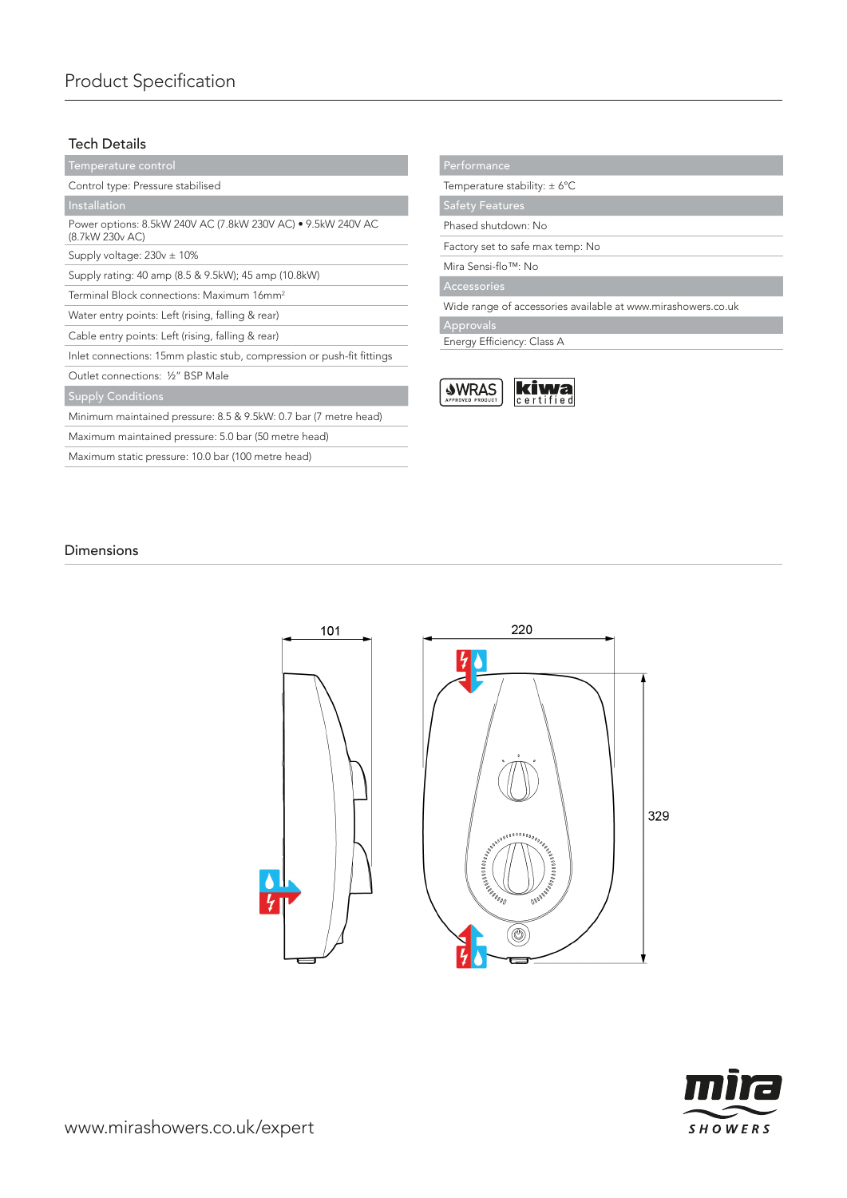# Product Specification

## Tech Details

| Temperature control |
|---|
| Control type: Pressure stabilised |

| Installation |
|---|
| Power options: 8.5kW 240V AC (7.8kW 230V AC) • 9.5kW 240V AC (8.7kW 230v AC) |
| Supply voltage: 230v ± 10% |
| Supply rating: 40 amp (8.5 & 9.5kW); 45 amp (10.8kW) |
| Terminal Block connections: Maximum 16mm² |
| Water entry points: Left (rising, falling & rear) |
| Cable entry points: Left (rising, falling & rear) |
| Inlet connections: 15mm plastic stub, compression or push-fit fittings |
| Outlet connections: ½" BSP Male |

| Supply Conditions |
|---|
| Minimum maintained pressure: 8.5 & 9.5kW: 0.7 bar (7 metre head) |
| Maximum maintained pressure: 5.0 bar (50 metre head) |
| Maximum static pressure: 10.0 bar (100 metre head) |

| Performance |
|---|
| Temperature stability: ± 6°C |

| Safety Features |
|---|
| Phased shutdown: No |
| Factory set to safe max temp: No |
| Mira Sensi-flo™: No |

| Accessories |
|---|
| Wide range of accessories available at www.mirashowers.co.uk |

| Approvals |
|---|
| Energy Efficiency: Class A |

WRAS APPROVED PRODUCT
kiwa certified

## Dimensions

101

220

329

www.mirashowers.co.uk/expert